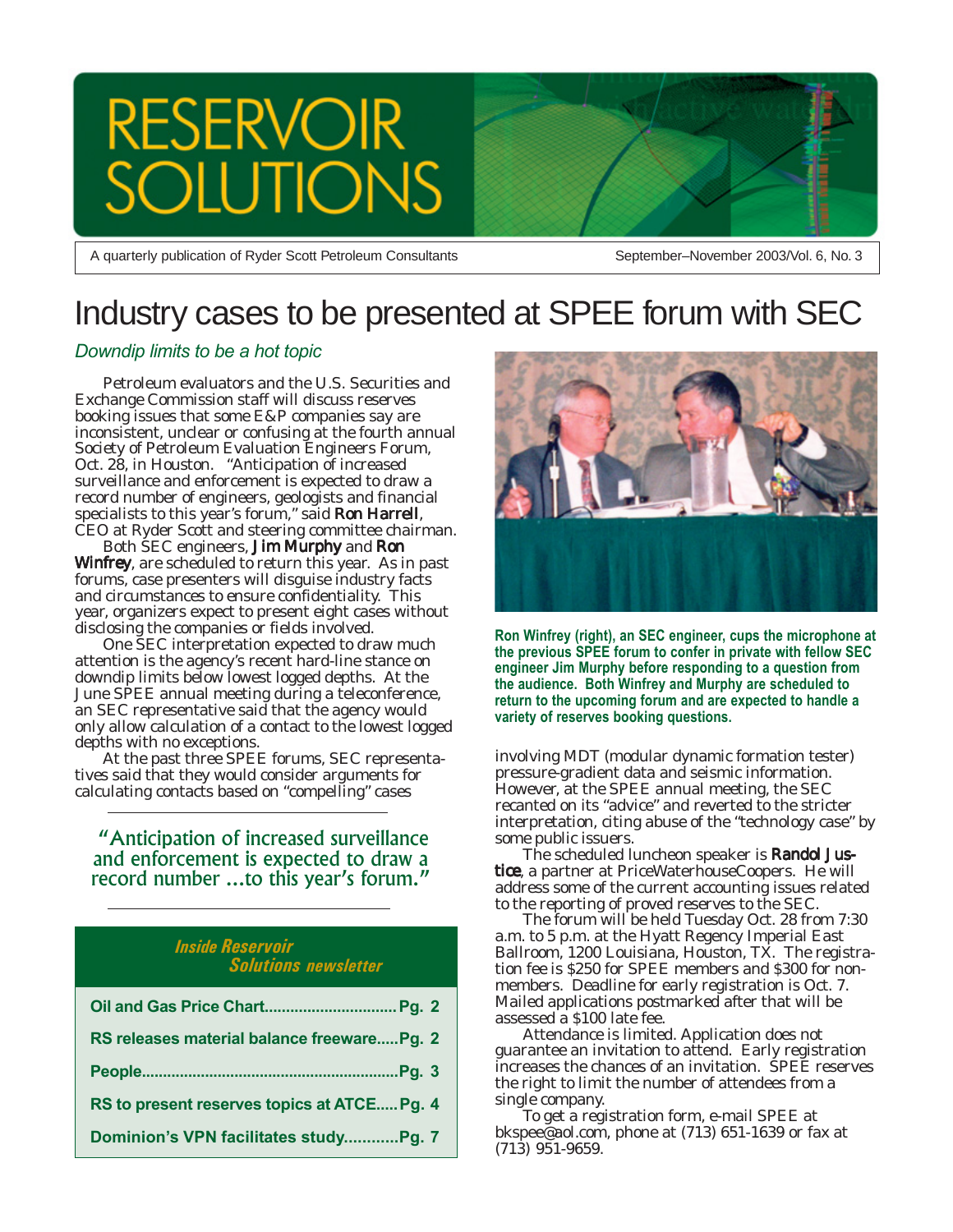# RESERVOIR SOLUTIONS

A quarterly publication of Ryder Scott Petroleum Consultants

September–November 2003/Vol. 6, No. 3

# Industry cases to be presented at SPEE forum with SEC

*Downdip limits to be a hot topic*

Petroleum evaluators and the U.S. Securities and Exchange Commission staff will discuss reserves booking issues that some E&P companies say are inconsistent, unclear or confusing at the fourth annual Society of Petroleum Evaluation Engineers Forum, Oct. 28, in Houston. "Anticipation of increased surveillance and enforcement is expected to draw a record number of engineers, geologists and financial specialists to this year's forum," said **Ron Harrell**, CEO at Ryder Scott and steering committee chairman.

Both SEC engineers, **Jim Murphy** and **Ron Winfrey**, are scheduled to return this year. As in past forums, case presenters will disguise industry facts and circumstances to ensure confidentiality. This year, organizers expect to present eight cases without disclosing the companies or fields involved.

One SEC interpretation expected to draw much attention is the agency's recent hard-line stance on downdip limits below lowest logged depths. At the June SPEE annual meeting during a teleconference, an SEC representative said that the agency would only allow calculation of a contact to the lowest logged depths with no exceptions.

At the past three SPEE forums, SEC representatives said that they would consider arguments for calculating contacts based on "compelling" cases involving MDT (modular dynamic formation tester) pressure-gradient data and seismic information. However, at the SPEE annual meeting, the SEC recanted on its "advice" and reverted to the stricter interpretation, citing abuse of the "technology case" by some public issuers.

> "Anticipation of increased surveillance and enforcement is expected to draw a record number ...to this year's forum."

Ron Winfrey (right), an SEC engineer, cups the microphone at the previous SPEE forum to confer in private with fellow SEC engineer Jim Murphy before responding to a question from the audience. Both Winfrey and Murphy are scheduled to return to the upcoming forum and are expected to handle a variety of reserves booking questions.

The scheduled luncheon speaker is **Randol Justice**, a partner at PriceWaterhouseCoopers. He will address some of the current accounting issues related to the reporting of proved reserves to the SEC.

The forum will be held Tuesday Oct. 28 from 7:30 a.m. to 5 p.m. at the Hyatt Regency Imperial East Ballroom, 1200 Louisiana, Houston, TX. The registration fee is $250 for SPEE members and $300 for non-members. Deadline for early registration is Oct. 7. Mailed applications postmarked after that will be assessed a $100 late fee.

Attendance is limited. Application does not guarantee an invitation to attend. Early registration increases the chances of an invitation. SPEE reserves the right to limit the number of attendees from a single company.

To get a registration form, e-mail SPEE at bkspee@aol.com, phone at (713) 651-1639 or fax at (713) 951-9659.

## Inside Reservoir Solutions newsletter

| | |
|---|---|
| Oil and Gas Price Chart | Pg. 2 |
| RS releases material balance freeware | Pg. 2 |
| People | Pg. 3 |
| RS to present reserves topics at ATCE | Pg. 4 |
| Dominion's VPN facilitates study | Pg. 7 |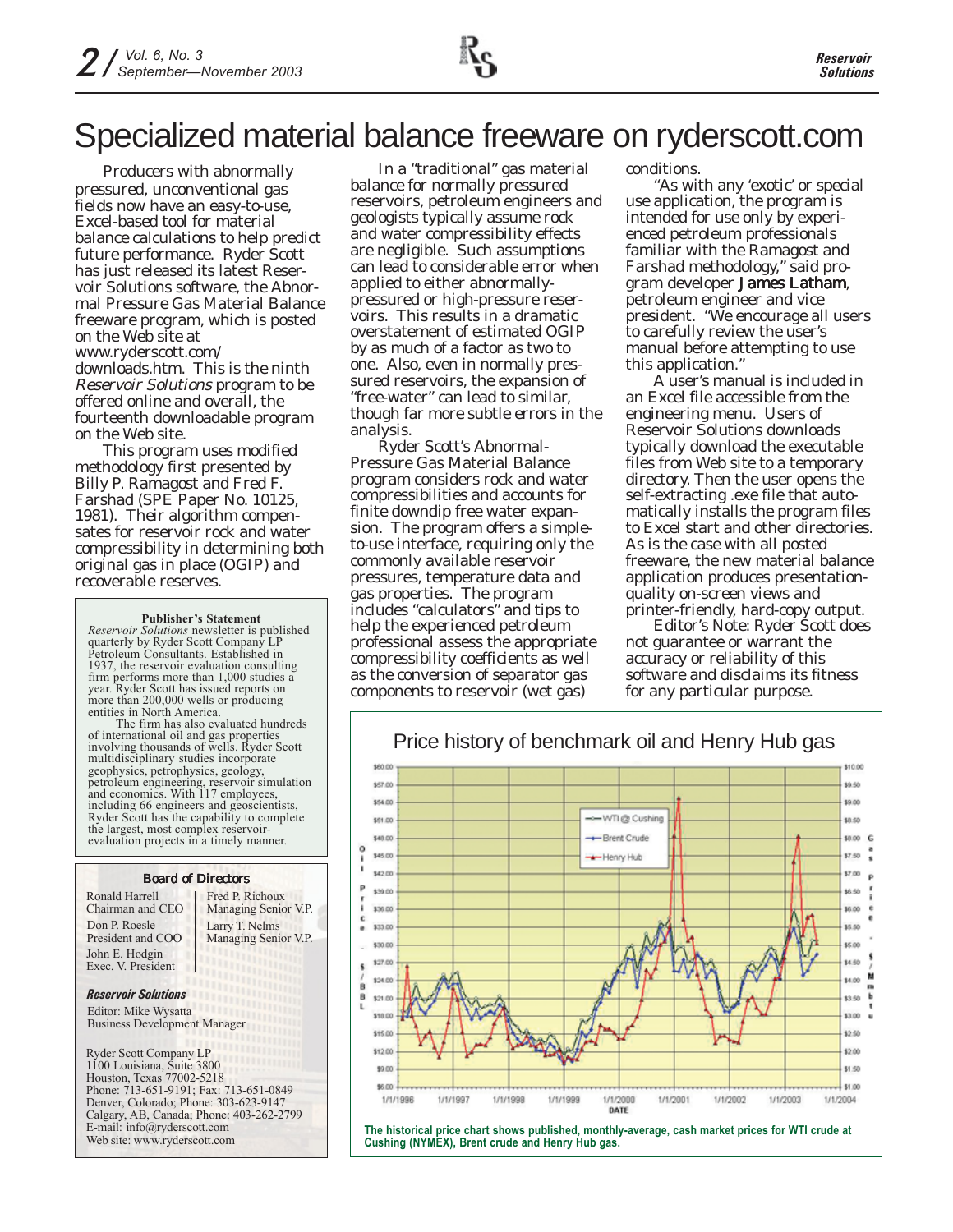# Specialized material balance freeware on ryderscott.com

Producers with abnormally pressured, unconventional gas fields now have an easy-to-use, Excel-based tool for material balance calculations to help predict future performance. Ryder Scott has just released its latest Reservoir Solutions software, the Abnormal Pressure Gas Material Balance freeware program, which is posted on the Web site at www.ryderscott.com/downloads.htm. This is the ninth *Reservoir Solutions* program to be offered online and overall, the fourteenth downloadable program on the Web site.

This program uses modified methodology first presented by Billy P. Ramagost and Fred F. Farshad (SPE Paper No. 10125, 1981). Their algorithm compensates for reservoir rock and water compressibility in determining both original gas in place (OGIP) and recoverable reserves.

In a "traditional" gas material balance for normally pressured reservoirs, petroleum engineers and geologists typically assume rock and water compressibility effects are negligible. Such assumptions can lead to considerable error when applied to either abnormally-pressured or high-pressure reservoirs. This results in a dramatic overstatement of estimated OGIP by as much of a factor as two to one. Also, even in normally pressured reservoirs, the expansion of "free-water" can lead to similar, though far more subtle errors in the analysis.

Ryder Scott's Abnormal-Pressure Gas Material Balance program considers rock and water compressibilities and accounts for finite downdip free water expansion. The program offers a simple-to-use interface, requiring only the commonly available reservoir pressures, temperature data and gas properties. The program includes "calculators" and tips to help the experienced petroleum professional assess the appropriate compressibility coefficients as well as the conversion of separator gas components to reservoir (wet gas) conditions.

"As with any 'exotic' or special use application, the program is intended for use only by experienced petroleum professionals familiar with the Ramagost and Farshad methodology," said program developer **James Latham**, petroleum engineer and vice president. "We encourage all users to carefully review the user's manual before attempting to use this application."

A user's manual is included in an Excel file accessible from the engineering menu. Users of Reservoir Solutions downloads typically download the executable files from Web site to a temporary directory. Then the user opens the self-extracting .exe file that automatically installs the program files to Excel start and other directories. As is the case with all posted freeware, the new material balance application produces presentation-quality on-screen views and printer-friendly, hard-copy output.

Editor's Note: Ryder Scott does not guarantee or warrant the accuracy or reliability of this software and disclaims its fitness for any particular purpose.

**Publisher's Statement**

*Reservoir Solutions* newsletter is published quarterly by Ryder Scott Company LP Petroleum Consultants. Established in 1937, the reservoir evaluation consulting firm performs more than 1,000 studies a year. Ryder Scott has issued reports on more than 200,000 wells or producing entities in North America.

The firm has also evaluated hundreds of international oil and gas properties involving thousands of wells. Ryder Scott multidisciplinary studies incorporate geophysics, petrophysics, geology, petroleum engineering, reservoir simulation and economics. With 117 employees, including 66 engineers and geoscientists, Ryder Scott has the capability to complete the largest, most complex reservoir-evaluation projects in a timely manner.

**Board of Directors**

Ronald Harrell
Chairman and CEO

Don P. Roesle
President and COO

John E. Hodgin
Exec. V. President

Fred P. Richoux
Managing Senior V.P.

Larry T. Nelms
Managing Senior V.P.

***Reservoir Solutions***

Editor: Mike Wysatta
Business Development Manager

Ryder Scott Company LP
1100 Louisiana, Suite 3800
Houston, Texas 77002-5218
Phone: 713-651-9191; Fax: 713-651-0849
Denver, Colorado; Phone: 303-623-9147
Calgary, AB, Canada; Phone: 403-262-2799
E-mail: info@ryderscott.com
Web site: www.ryderscott.com

**Price history of benchmark oil and Henry Hub gas**

**The historical price chart shows published, monthly-average, cash market prices for WTI crude at Cushing (NYMEX), Brent crude and Henry Hub gas.**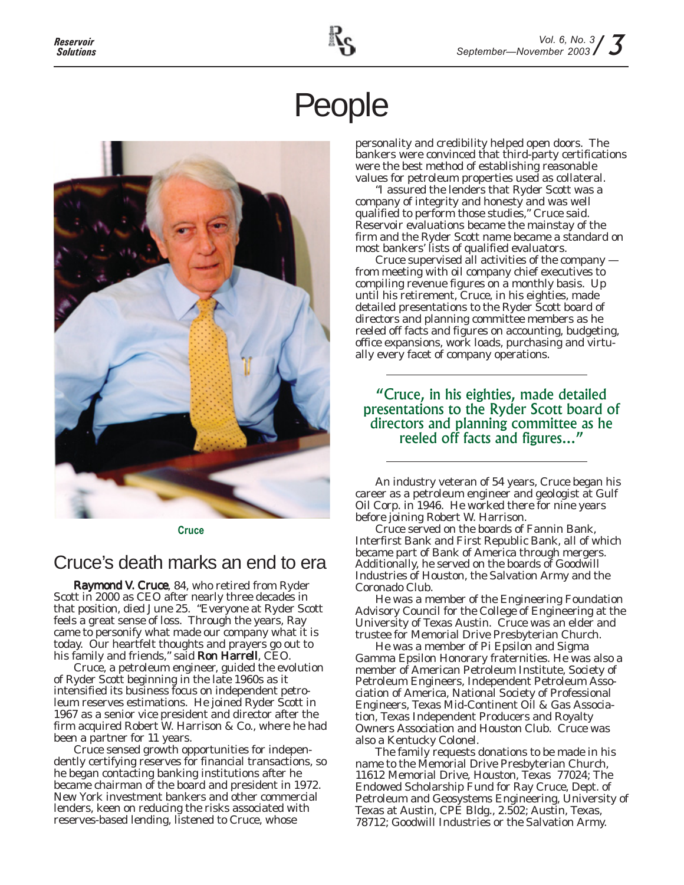# People

Cruce

## Cruce's death marks an end to era

**Raymond V. Cruce**, 84, who retired from Ryder Scott in 2000 as CEO after nearly three decades in that position, died June 25. "Everyone at Ryder Scott feels a great sense of loss. Through the years, Ray came to personify what made our company what it is today. Our heartfelt thoughts and prayers go out to his family and friends," said **Ron Harrell**, CEO.

Cruce, a petroleum engineer, guided the evolution of Ryder Scott beginning in the late 1960s as it intensified its business focus on independent petroleum reserves estimations. He joined Ryder Scott in 1967 as a senior vice president and director after the firm acquired Robert W. Harrison & Co., where he had been a partner for 11 years.

Cruce sensed growth opportunities for independently certifying reserves for financial transactions, so he began contacting banking institutions after he became chairman of the board and president in 1972. New York investment bankers and other commercial lenders, keen on reducing the risks associated with reserves-based lending, listened to Cruce, whose personality and credibility helped open doors. The bankers were convinced that third-party certifications were the best method of establishing reasonable values for petroleum properties used as collateral.

"I assured the lenders that Ryder Scott was a company of integrity and honesty and was well qualified to perform those studies," Cruce said. Reservoir evaluations became the mainstay of the firm and the Ryder Scott name became a standard on most bankers' lists of qualified evaluators.

Cruce supervised all activities of the company — from meeting with oil company chief executives to compiling revenue figures on a monthly basis. Up until his retirement, Cruce, in his eighties, made detailed presentations to the Ryder Scott board of directors and planning committee members as he reeled off facts and figures on accounting, budgeting, office expansions, work loads, purchasing and virtually every facet of company operations.

> "Cruce, in his eighties, made detailed presentations to the Ryder Scott board of directors and planning committee as he reeled off facts and figures..."

An industry veteran of 54 years, Cruce began his career as a petroleum engineer and geologist at Gulf Oil Corp. in 1946. He worked there for nine years before joining Robert W. Harrison.

Cruce served on the boards of Fannin Bank, Interfirst Bank and First Republic Bank, all of which became part of Bank of America through mergers. Additionally, he served on the boards of Goodwill Industries of Houston, the Salvation Army and the Coronado Club.

He was a member of the Engineering Foundation Advisory Council for the College of Engineering at the University of Texas Austin. Cruce was an elder and trustee for Memorial Drive Presbyterian Church.

He was a member of Pi Epsilon and Sigma Gamma Epsilon Honorary fraternities. He was also a member of American Petroleum Institute, Society of Petroleum Engineers, Independent Petroleum Association of America, National Society of Professional Engineers, Texas Mid-Continent Oil & Gas Association, Texas Independent Producers and Royalty Owners Association and Houston Club. Cruce was also a Kentucky Colonel.

The family requests donations to be made in his name to the Memorial Drive Presbyterian Church, 11612 Memorial Drive, Houston, Texas 77024; The Endowed Scholarship Fund for Ray Cruce, Dept. of Petroleum and Geosystems Engineering, University of Texas at Austin, CPE Bldg., 2.502; Austin, Texas, 78712; Goodwill Industries or the Salvation Army.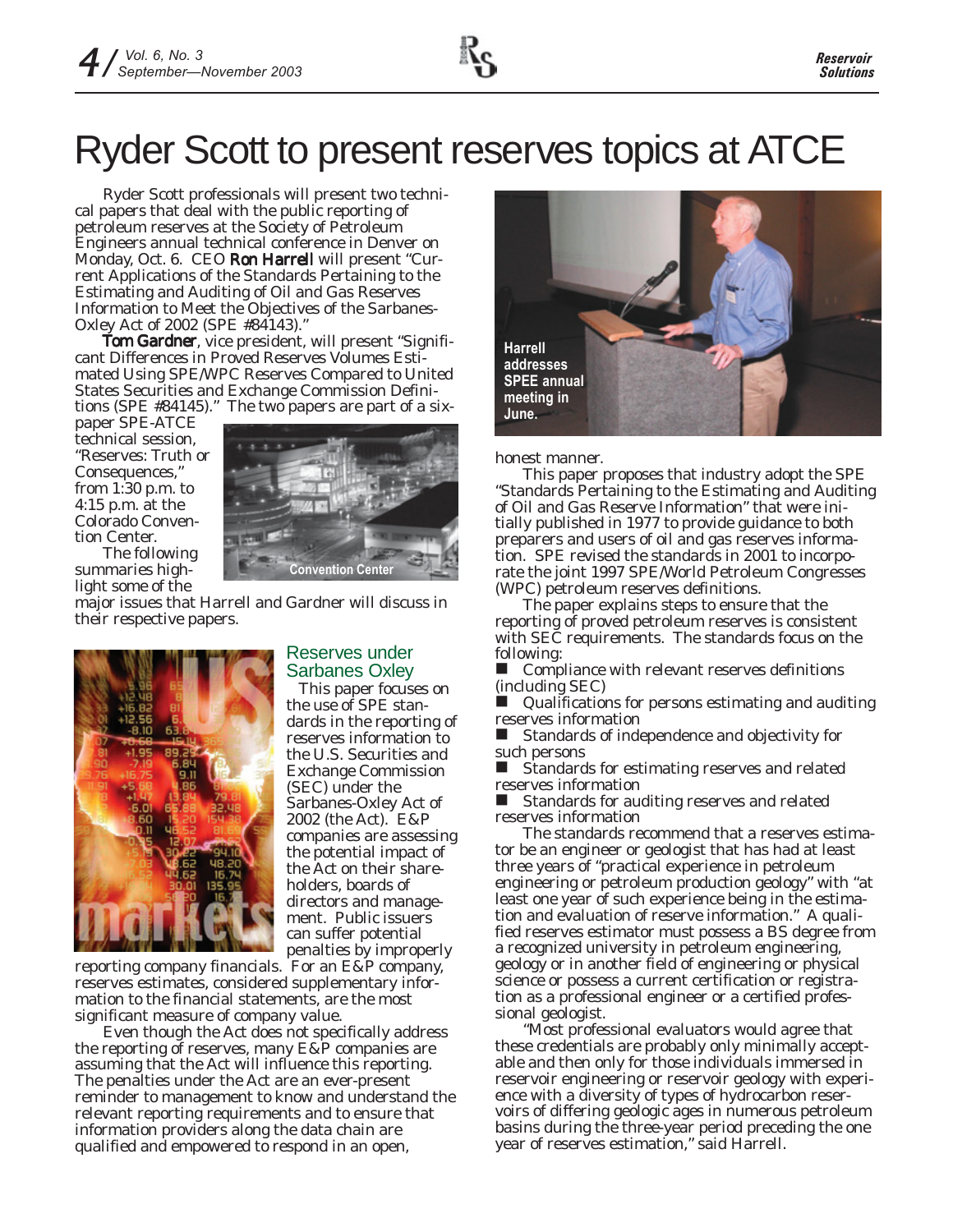# Ryder Scott to present reserves topics at ATCE

Ryder Scott professionals will present two technical papers that deal with the public reporting of petroleum reserves at the Society of Petroleum Engineers annual technical conference in Denver on Monday, Oct. 6. CEO **Ron Harrell** will present "Current Applications of the Standards Pertaining to the Estimating and Auditing of Oil and Gas Reserves Information to Meet the Objectives of the Sarbanes-Oxley Act of 2002 (SPE #84143)."

**Tom Gardner**, vice president, will present "Significant Differences in Proved Reserves Volumes Estimated Using SPE/WPC Reserves Compared to United States Securities and Exchange Commission Definitions (SPE #84145)." The two papers are part of a six-paper SPE-ATCE technical session, "Reserves: Truth or Consequences," from 1:30 p.m. to 4:15 p.m. at the Colorado Convention Center.

Convention Center

The following summaries highlight some of the major issues that Harrell and Gardner will discuss in their respective papers.

## Reserves under Sarbanes Oxley

This paper focuses on the use of SPE standards in the reporting of reserves information to the U.S. Securities and Exchange Commission (SEC) under the Sarbanes-Oxley Act of 2002 (the Act). E&P companies are assessing the potential impact of the Act on their shareholders, boards of directors and management. Public issuers can suffer potential penalties by improperly reporting company financials. For an E&P company, reserves estimates, considered supplementary information to the financial statements, are the most significant measure of company value.

Even though the Act does not specifically address the reporting of reserves, many E&P companies are assuming that the Act will influence this reporting. The penalties under the Act are an ever-present reminder to management to know and understand the relevant reporting requirements and to ensure that information providers along the data chain are qualified and empowered to respond in an open, honest manner.

Harrell addresses SPEE annual meeting in June.

This paper proposes that industry adopt the SPE "Standards Pertaining to the Estimating and Auditing of Oil and Gas Reserve Information" that were initially published in 1977 to provide guidance to both preparers and users of oil and gas reserves information. SPE revised the standards in 2001 to incorporate the joint 1997 SPE/World Petroleum Congresses (WPC) petroleum reserves definitions.

The paper explains steps to ensure that the reporting of proved petroleum reserves is consistent with SEC requirements. The standards focus on the following:

- Compliance with relevant reserves definitions (including SEC)
- Qualifications for persons estimating and auditing reserves information
- Standards of independence and objectivity for such persons
- Standards for estimating reserves and related reserves information
- Standards for auditing reserves and related reserves information

The standards recommend that a reserves estimator be an engineer or geologist that has had at least three years of "practical experience in petroleum engineering or petroleum production geology" with "at least one year of such experience being in the estimation and evaluation of reserve information." A qualified reserves estimator must possess a BS degree from a recognized university in petroleum engineering, geology or in another field of engineering or physical science or possess a current certification or registration as a professional engineer or a certified professional geologist.

"Most professional evaluators would agree that these credentials are probably only minimally acceptable and then only for those individuals immersed in reservoir engineering or reservoir geology with experience with a diversity of types of hydrocarbon reservoirs of differing geologic ages in numerous petroleum basins during the three-year period preceding the one year of reserves estimation," said Harrell.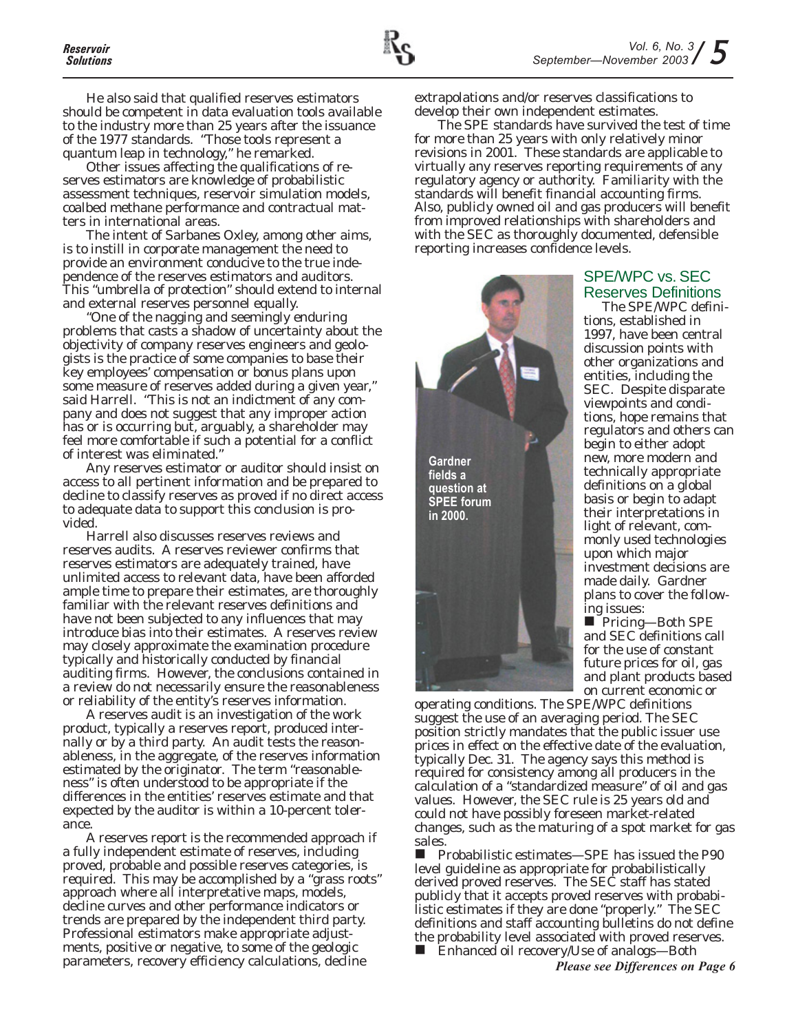He also said that qualified reserves estimators should be competent in data evaluation tools available to the industry more than 25 years after the issuance of the 1977 standards. "Those tools represent a quantum leap in technology," he remarked.

Other issues affecting the qualifications of reserves estimators are knowledge of probabilistic assessment techniques, reservoir simulation models, coalbed methane performance and contractual matters in international areas.

The intent of Sarbanes Oxley, among other aims, is to instill in corporate management the need to provide an environment conducive to the true independence of the reserves estimators and auditors. This "umbrella of protection" should extend to internal and external reserves personnel equally.

"One of the nagging and seemingly enduring problems that casts a shadow of uncertainty about the objectivity of company reserves engineers and geologists is the practice of some companies to base their key employees' compensation or bonus plans upon some measure of reserves added during a given year," said Harrell. "This is not an indictment of any company and does not suggest that any improper action has or is occurring but, arguably, a shareholder may feel more comfortable if such a potential for a conflict of interest was eliminated."

Any reserves estimator or auditor should insist on access to all pertinent information and be prepared to decline to classify reserves as proved if no direct access to adequate data to support this conclusion is provided.

Harrell also discusses reserves reviews and reserves audits. A reserves reviewer confirms that reserves estimators are adequately trained, have unlimited access to relevant data, have been afforded ample time to prepare their estimates, are thoroughly familiar with the relevant reserves definitions and have not been subjected to any influences that may introduce bias into their estimates. A reserves review may closely approximate the examination procedure typically and historically conducted by financial auditing firms. However, the conclusions contained in a review do not necessarily ensure the reasonableness or reliability of the entity's reserves information.

A reserves audit is an investigation of the work product, typically a reserves report, produced internally or by a third party. An audit tests the reasonableness, in the aggregate, of the reserves information estimated by the originator. The term "reasonableness" is often understood to be appropriate if the differences in the entities' reserves estimate and that expected by the auditor is within a 10-percent tolerance.

A reserves report is the recommended approach if a fully independent estimate of reserves, including proved, probable and possible reserves categories, is required. This may be accomplished by a "grass roots" approach where all interpretative maps, models, decline curves and other performance indicators or trends are prepared by the independent third party. Professional estimators make appropriate adjustments, positive or negative, to some of the geologic parameters, recovery efficiency calculations, decline extrapolations and/or reserves classifications to develop their own independent estimates.

The SPE standards have survived the test of time for more than 25 years with only relatively minor revisions in 2001. These standards are applicable to virtually any reserves reporting requirements of any regulatory agency or authority. Familiarity with the standards will benefit financial accounting firms. Also, publicly owned oil and gas producers will benefit from improved relationships with shareholders and with the SEC as thoroughly documented, defensible reporting increases confidence levels.

Gardner fields a question at SPEE forum in 2000.

## SPE/WPC vs. SEC Reserves Definitions

The SPE/WPC definitions, established in 1997, have been central discussion points with other organizations and entities, including the SEC. Despite disparate viewpoints and conditions, hope remains that regulators and others can begin to either adopt new, more modern and technically appropriate definitions on a global basis or begin to adapt their interpretations in light of relevant, commonly used technologies upon which major investment decisions are made daily. Gardner plans to cover the following issues:

- Pricing—Both SPE and SEC definitions call for the use of constant future prices for oil, gas and plant products based on current economic or operating conditions. The SPE/WPC definitions suggest the use of an averaging period. The SEC position strictly mandates that the public issuer use prices in effect on the effective date of the evaluation, typically Dec. 31. The agency says this method is required for consistency among all producers in the calculation of a "standardized measure" of oil and gas values. However, the SEC rule is 25 years old and could not have possibly foreseen market-related changes, such as the maturing of a spot market for gas sales.
- Probabilistic estimates—SPE has issued the P90 level guideline as appropriate for probabilistically derived proved reserves. The SEC staff has stated publicly that it accepts proved reserves with probabilistic estimates if they are done "properly." The SEC definitions and staff accounting bulletins do not define the probability level associated with proved reserves.
- Enhanced oil recovery/Use of analogs—Both

*Please see Differences on Page 6*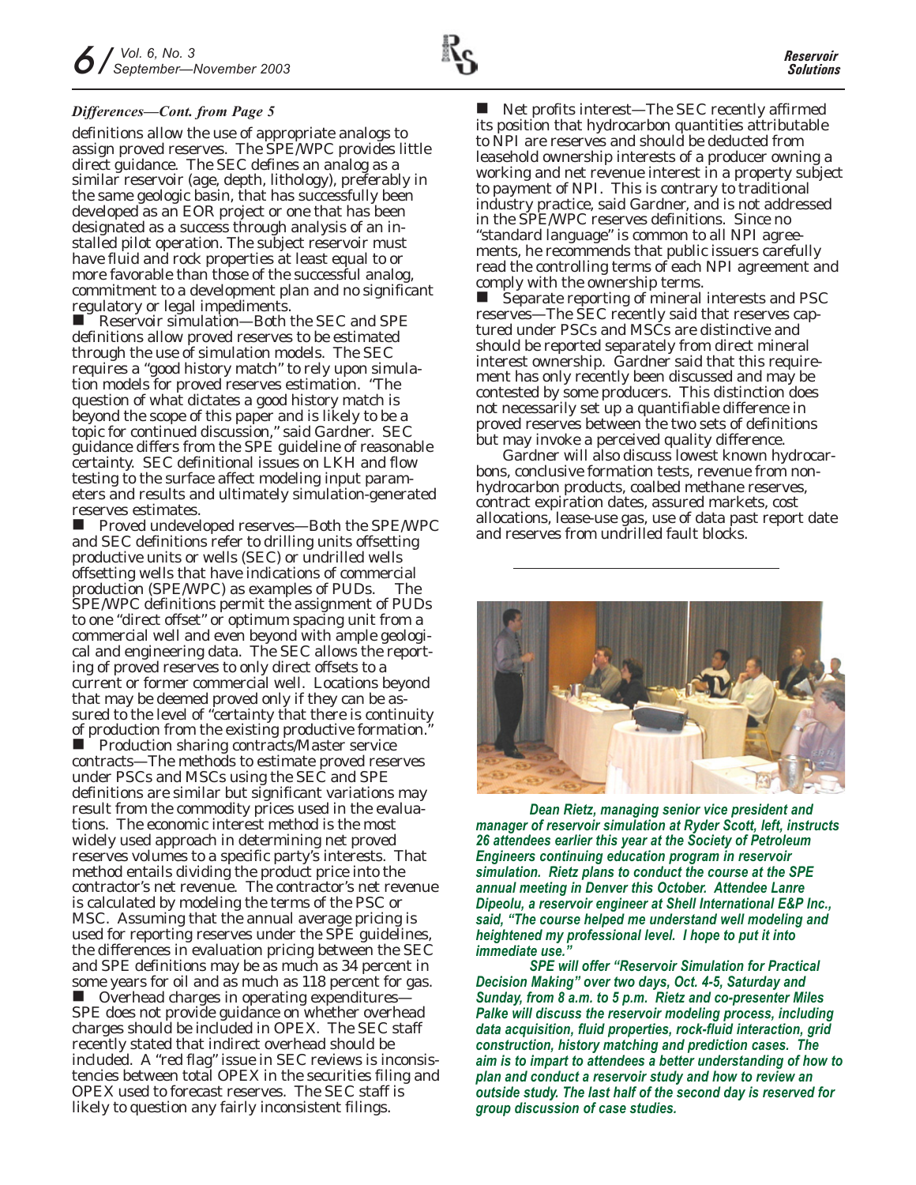*Differences—Cont. from Page 5*

definitions allow the use of appropriate analogs to assign proved reserves. The SPE/WPC provides little direct guidance. The SEC defines an analog as a similar reservoir (age, depth, lithology), preferably in the same geologic basin, that has successfully been developed as an EOR project or one that has been designated as a success through analysis of an installed pilot operation. The subject reservoir must have fluid and rock properties at least equal to or more favorable than those of the successful analog, commitment to a development plan and no significant regulatory or legal impediments.

- Reservoir simulation—Both the SEC and SPE definitions allow proved reserves to be estimated through the use of simulation models. The SEC requires a "good history match" to rely upon simulation models for proved reserves estimation. "The question of what dictates a good history match is beyond the scope of this paper and is likely to be a topic for continued discussion," said Gardner. SEC guidance differs from the SPE guideline of reasonable certainty. SEC definitional issues on LKH and flow testing to the surface affect modeling input parameters and results and ultimately simulation-generated reserves estimates.
- Proved undeveloped reserves—Both the SPE/WPC and SEC definitions refer to drilling units offsetting productive units or wells (SEC) or undrilled wells offsetting wells that have indications of commercial production (SPE/WPC) as examples of PUDs. The SPE/WPC definitions permit the assignment of PUDs to one "direct offset" or optimum spacing unit from a commercial well and even beyond with ample geological and engineering data. The SEC allows the reporting of proved reserves to only direct offsets to a current or former commercial well. Locations beyond that may be deemed proved only if they can be assured to the level of "certainty that there is continuity of production from the existing productive formation."
- Production sharing contracts/Master service contracts—The methods to estimate proved reserves under PSCs and MSCs using the SEC and SPE definitions are similar but significant variations may result from the commodity prices used in the evaluations. The economic interest method is the most widely used approach in determining net proved reserves volumes to a specific party's interests. That method entails dividing the product price into the contractor's net revenue. The contractor's net revenue is calculated by modeling the terms of the PSC or MSC. Assuming that the annual average pricing is used for reporting reserves under the SPE guidelines, the differences in evaluation pricing between the SEC and SPE definitions may be as much as 34 percent in some years for oil and as much as 118 percent for gas.
- Overhead charges in operating expenditures—SPE does not provide guidance on whether overhead charges should be included in OPEX. The SEC staff recently stated that indirect overhead should be included. A "red flag" issue in SEC reviews is inconsistencies between total OPEX in the securities filing and OPEX used to forecast reserves. The SEC staff is likely to question any fairly inconsistent filings.
- Net profits interest—The SEC recently affirmed its position that hydrocarbon quantities attributable to NPI are reserves and should be deducted from leasehold ownership interests of a producer owning a working and net revenue interest in a property subject to payment of NPI. This is contrary to traditional industry practice, said Gardner, and is not addressed in the SPE/WPC reserves definitions. Since no "standard language" is common to all NPI agreements, he recommends that public issuers carefully read the controlling terms of each NPI agreement and comply with the ownership terms.
- Separate reporting of mineral interests and PSC reserves—The SEC recently said that reserves captured under PSCs and MSCs are distinctive and should be reported separately from direct mineral interest ownership. Gardner said that this requirement has only recently been discussed and may be contested by some producers. This distinction does not necessarily set up a quantifiable difference in proved reserves between the two sets of definitions but may invoke a perceived quality difference.

Gardner will also discuss lowest known hydrocarbons, conclusive formation tests, revenue from non-hydrocarbon products, coalbed methane reserves, contract expiration dates, assured markets, cost allocations, lease-use gas, use of data past report date and reserves from undrilled fault blocks.

---

***Dean Rietz, managing senior vice president and manager of reservoir simulation at Ryder Scott, left, instructs 26 attendees earlier this year at the Society of Petroleum Engineers continuing education program in reservoir simulation. Rietz plans to conduct the course at the SPE annual meeting in Denver this October. Attendee Lanre Dipeolu, a reservoir engineer at Shell International E&P Inc., said, "The course helped me understand well modeling and heightened my professional level. I hope to put it into immediate use."***

***SPE will offer "Reservoir Simulation for Practical Decision Making" over two days, Oct. 4-5, Saturday and Sunday, from 8 a.m. to 5 p.m. Rietz and co-presenter Miles Palke will discuss the reservoir modeling process, including data acquisition, fluid properties, rock-fluid interaction, grid construction, history matching and prediction cases. The aim is to impart to attendees a better understanding of how to plan and conduct a reservoir study and how to review an outside study. The last half of the second day is reserved for group discussion of case studies.***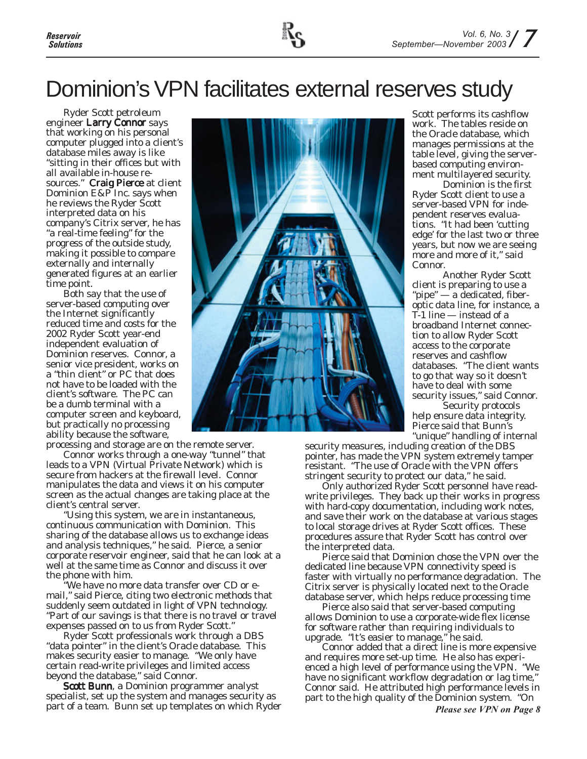# Dominion's VPN facilitates external reserves study

Ryder Scott petroleum engineer **Larry Connor** says that working on his personal computer plugged into a client's database miles away is like "sitting in their offices but with all available in-house resources." **Craig Pierce** at client Dominion E&P Inc. says when he reviews the Ryder Scott interpreted data on his company's Citrix server, he has "a real-time feeling" for the progress of the outside study, making it possible to compare externally and internally generated figures at an earlier time point.

Both say that the use of server-based computing over the Internet significantly reduced time and costs for the 2002 Ryder Scott year-end independent evaluation of Dominion reserves. Connor, a senior vice president, works on a "thin client" or PC that does not have to be loaded with the client's software. The PC can be a dumb terminal with a computer screen and keyboard, but practically no processing ability because the software, processing and storage are on the remote server.

Connor works through a one-way "tunnel" that leads to a VPN (Virtual Private Network) which is secure from hackers at the firewall level. Connor manipulates the data and views it on his computer screen as the actual changes are taking place at the client's central server.

"Using this system, we are in instantaneous, continuous communication with Dominion. This sharing of the database allows us to exchange ideas and analysis techniques," he said. Pierce, a senior corporate reservoir engineer, said that he can look at a well at the same time as Connor and discuss it over the phone with him.

"We have no more data transfer over CD or e-mail," said Pierce, citing two electronic methods that suddenly seem outdated in light of VPN technology. "Part of our savings is that there is no travel or travel expenses passed on to us from Ryder Scott."

Ryder Scott professionals work through a DBS "data pointer" in the client's Oracle database. This makes security easier to manage. "We only have certain read-write privileges and limited access beyond the database," said Connor.

**Scott Bunn**, a Dominion programmer analyst specialist, set up the system and manages security as part of a team. Bunn set up templates on which Ryder Scott performs its cashflow work. The tables reside on the Oracle database, which manages permissions at the table level, giving the server-based computing environment multilayered security.

Dominion is the first Ryder Scott client to use a server-based VPN for independent reserves evaluations. "It had been 'cutting edge' for the last two or three years, but now we are seeing more and more of it," said Connor.

Another Ryder Scott client is preparing to use a "pipe" — a dedicated, fiber-optic data line, for instance, a T-1 line — instead of a broadband Internet connection to allow Ryder Scott access to the corporate reserves and cashflow databases. "The client wants to go that way so it doesn't have to deal with some security issues," said Connor.

Security protocols help ensure data integrity. Pierce said that Bunn's "unique" handling of internal security measures, including creation of the DBS pointer, has made the VPN system extremely tamper resistant. "The use of Oracle with the VPN offers stringent security to protect our data," he said.

Only authorized Ryder Scott personnel have read-write privileges. They back up their works in progress with hard-copy documentation, including work notes, and save their work on the database at various stages to local storage drives at Ryder Scott offices. These procedures assure that Ryder Scott has control over the interpreted data.

Pierce said that Dominion chose the VPN over the dedicated line because VPN connectivity speed is faster with virtually no performance degradation. The Citrix server is physically located next to the Oracle database server, which helps reduce processing time.

Pierce also said that server-based computing allows Dominion to use a corporate-wide flex license for software rather than requiring individuals to upgrade. "It's easier to manage," he said.

Connor added that a direct line is more expensive and requires more set-up time. He also has experienced a high level of performance using the VPN. "We have no significant workflow degradation or lag time," Connor said. He attributed high performance levels in part to the high quality of the Dominion system. "On

***Please see VPN on Page 8***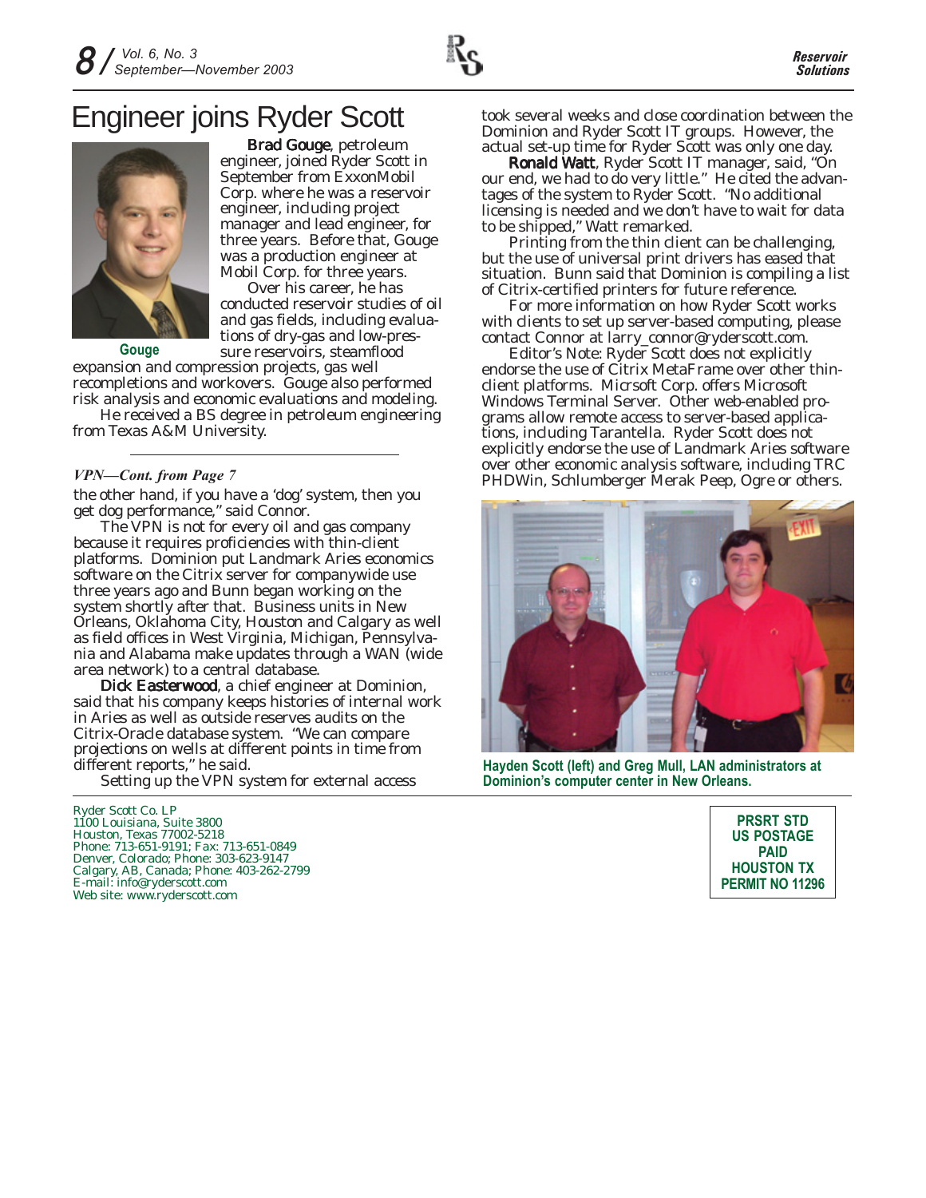# Engineer joins Ryder Scott

Gouge

**Brad Gouge**, petroleum engineer, joined Ryder Scott in September from ExxonMobil Corp. where he was a reservoir engineer, including project manager and lead engineer, for three years. Before that, Gouge was a production engineer at Mobil Corp. for three years.

Over his career, he has conducted reservoir studies of oil and gas fields, including evaluations of dry-gas and low-pressure reservoirs, steamflood expansion and compression projects, gas well recompletions and workovers. Gouge also performed risk analysis and economic evaluations and modeling.

He received a BS degree in petroleum engineering from Texas A&M University.

---

***VPN—Cont. from Page 7***

the other hand, if you have a 'dog' system, then you get dog performance," said Connor.

The VPN is not for every oil and gas company because it requires proficiencies with thin-client platforms. Dominion put Landmark Aries economics software on the Citrix server for companywide use three years ago and Bunn began working on the system shortly after that. Business units in New Orleans, Oklahoma City, Houston and Calgary as well as field offices in West Virginia, Michigan, Pennsylvania and Alabama make updates through a WAN (wide area network) to a central database.

**Dick Easterwood**, a chief engineer at Dominion, said that his company keeps histories of internal work in Aries as well as outside reserves audits on the Citrix-Oracle database system. "We can compare projections on wells at different points in time from different reports," he said.

Setting up the VPN system for external access took several weeks and close coordination between the Dominion and Ryder Scott IT groups. However, the actual set-up time for Ryder Scott was only one day.

**Ronald Watt**, Ryder Scott IT manager, said, "On our end, we had to do very little." He cited the advantages of the system to Ryder Scott. "No additional licensing is needed and we don't have to wait for data to be shipped," Watt remarked.

Printing from the thin client can be challenging, but the use of universal print drivers has eased that situation. Bunn said that Dominion is compiling a list of Citrix-certified printers for future reference.

For more information on how Ryder Scott works with clients to set up server-based computing, please contact Connor at larry_connor@ryderscott.com.

Editor's Note: Ryder Scott does not explicitly endorse the use of Citrix MetaFrame over other thin-client platforms. Micrsoft Corp. offers Microsoft Windows Terminal Server. Other web-enabled programs allow remote access to server-based applications, including Tarantella. Ryder Scott does not explicitly endorse the use of Landmark Aries software over other economic analysis software, including TRC PHDWin, Schlumberger Merak Peep, Ogre or others.

Hayden Scott (left) and Greg Mull, LAN administrators at Dominion's computer center in New Orleans.

Ryder Scott Co. LP
1100 Louisiana, Suite 3800
Houston, Texas 77002-5218
Phone: 713-651-9191; Fax: 713-651-0849
Denver, Colorado; Phone: 303-623-9147
Calgary, AB, Canada; Phone: 403-262-2799
E-mail: info@ryderscott.com
Web site: www.ryderscott.com

PRSRT STD
US POSTAGE
PAID
HOUSTON TX
PERMIT NO 11296